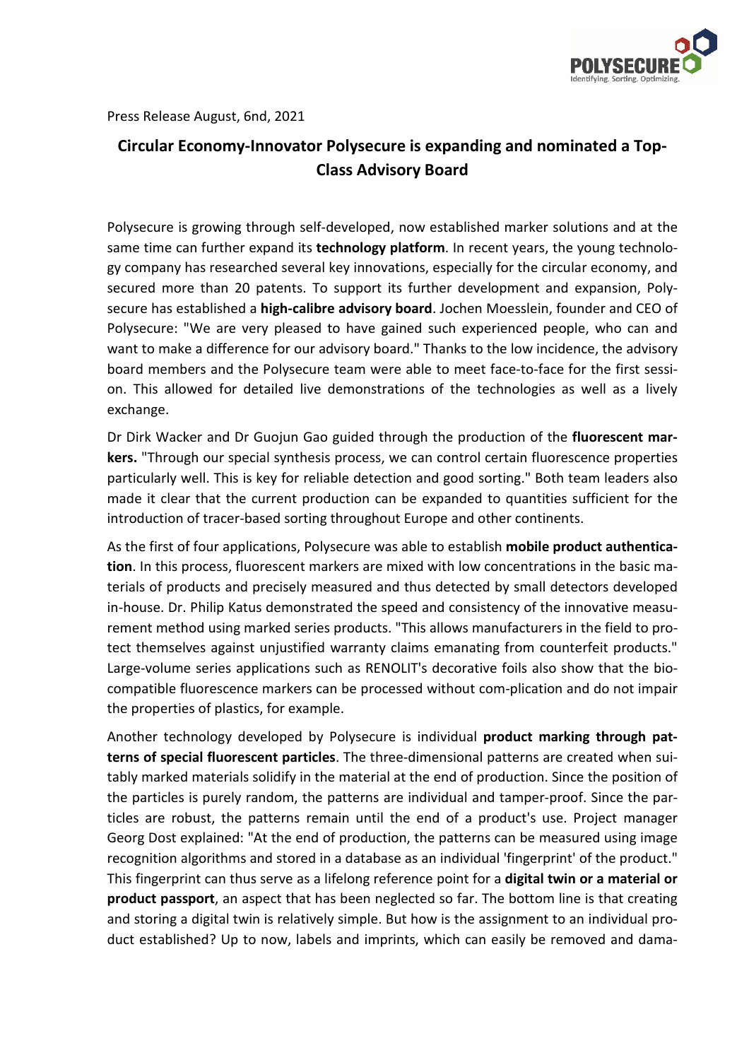Press Release August, 6nd, 2021

# Circular Economy-Innovator Polysecure is expanding and nominated a Top-Class Advisory Board

Polysecure is growing through self-developed, now established marker solutions and at the same time can further expand its **technology platform**. In recent years, the young technology company has researched several key innovations, especially for the circular economy, and secured more than 20 patents. To support its further development and expansion, Polysecure has established a **high-calibre advisory board**. Jochen Moesslein, founder and CEO of Polysecure: "We are very pleased to have gained such experienced people, who can and want to make a difference for our advisory board." Thanks to the low incidence, the advisory board members and the Polysecure team were able to meet face-to-face for the first session. This allowed for detailed live demonstrations of the technologies as well as a lively exchange.

Dr Dirk Wacker and Dr Guojun Gao guided through the production of the **fluorescent markers.** "Through our special synthesis process, we can control certain fluorescence properties particularly well. This is key for reliable detection and good sorting." Both team leaders also made it clear that the current production can be expanded to quantities sufficient for the introduction of tracer-based sorting throughout Europe and other continents.

As the first of four applications, Polysecure was able to establish **mobile product authentication**. In this process, fluorescent markers are mixed with low concentrations in the basic materials of products and precisely measured and thus detected by small detectors developed in-house. Dr. Philip Katus demonstrated the speed and consistency of the innovative measurement method using marked series products. "This allows manufacturers in the field to protect themselves against unjustified warranty claims emanating from counterfeit products." Large-volume series applications such as RENOLIT's decorative foils also show that the biocompatible fluorescence markers can be processed without com-plication and do not impair the properties of plastics, for example.

Another technology developed by Polysecure is individual **product marking through patterns of special fluorescent particles**. The three-dimensional patterns are created when suitably marked materials solidify in the material at the end of production. Since the position of the particles is purely random, the patterns are individual and tamper-proof. Since the particles are robust, the patterns remain until the end of a product's use. Project manager Georg Dost explained: "At the end of production, the patterns can be measured using image recognition algorithms and stored in a database as an individual 'fingerprint' of the product." This fingerprint can thus serve as a lifelong reference point for a **digital twin or a material or product passport**, an aspect that has been neglected so far. The bottom line is that creating and storing a digital twin is relatively simple. But how is the assignment to an individual product established? Up to now, labels and imprints, which can easily be removed and dama-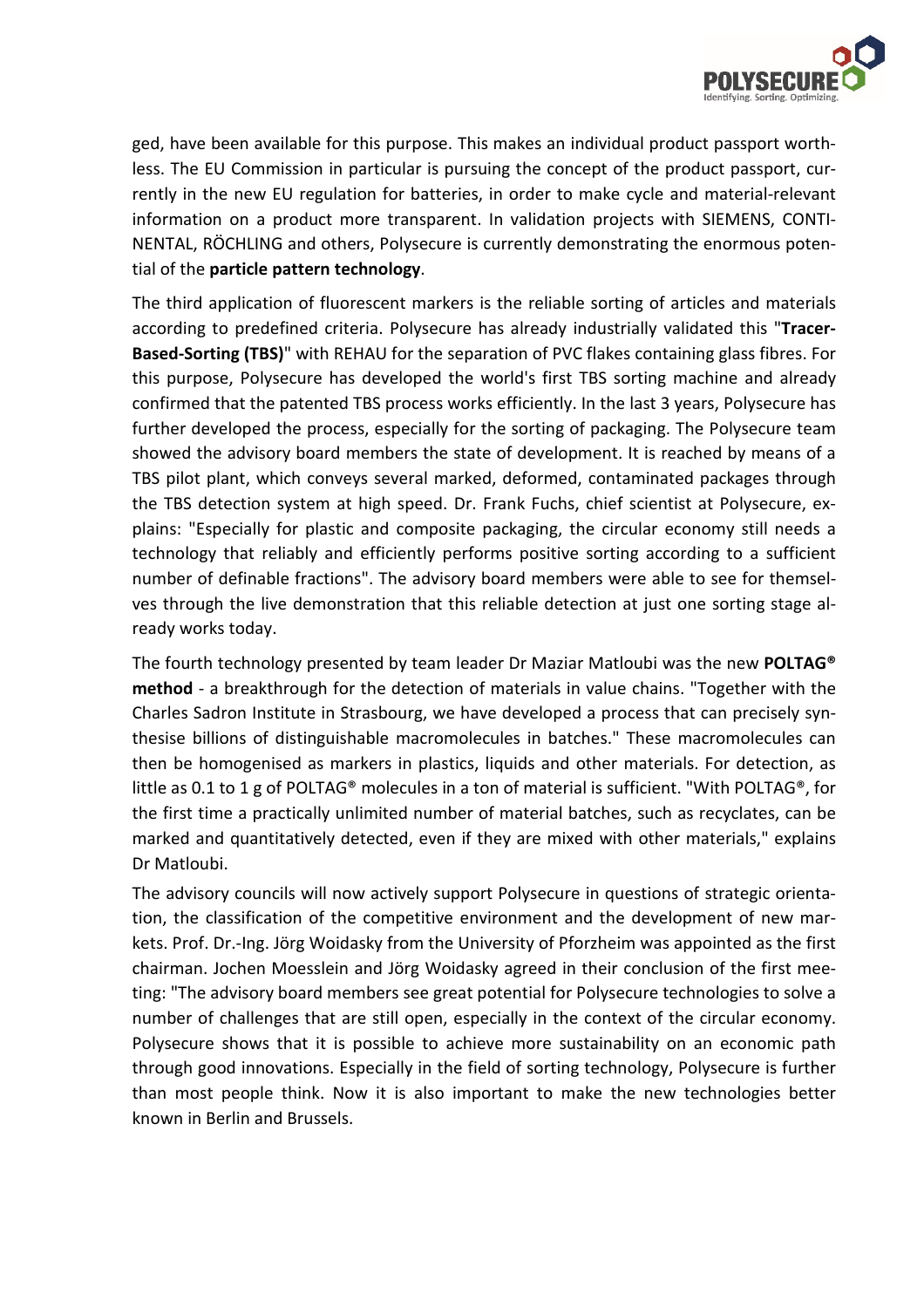ged, have been available for this purpose. This makes an individual product passport worthless. The EU Commission in particular is pursuing the concept of the product passport, currently in the new EU regulation for batteries, in order to make cycle and material-relevant information on a product more transparent. In validation projects with SIEMENS, CONTINENTAL, RÖCHLING and others, Polysecure is currently demonstrating the enormous potential of the **particle pattern technology**.

The third application of fluorescent markers is the reliable sorting of articles and materials according to predefined criteria. Polysecure has already industrially validated this "**Tracer-Based-Sorting (TBS)**" with REHAU for the separation of PVC flakes containing glass fibres. For this purpose, Polysecure has developed the world's first TBS sorting machine and already confirmed that the patented TBS process works efficiently. In the last 3 years, Polysecure has further developed the process, especially for the sorting of packaging. The Polysecure team showed the advisory board members the state of development. It is reached by means of a TBS pilot plant, which conveys several marked, deformed, contaminated packages through the TBS detection system at high speed. Dr. Frank Fuchs, chief scientist at Polysecure, explains: "Especially for plastic and composite packaging, the circular economy still needs a technology that reliably and efficiently performs positive sorting according to a sufficient number of definable fractions". The advisory board members were able to see for themselves through the live demonstration that this reliable detection at just one sorting stage already works today.

The fourth technology presented by team leader Dr Maziar Matloubi was the new **POLTAG® method** - a breakthrough for the detection of materials in value chains. "Together with the Charles Sadron Institute in Strasbourg, we have developed a process that can precisely synthesise billions of distinguishable macromolecules in batches." These macromolecules can then be homogenised as markers in plastics, liquids and other materials. For detection, as little as 0.1 to 1 g of POLTAG® molecules in a ton of material is sufficient. "With POLTAG®, for the first time a practically unlimited number of material batches, such as recyclates, can be marked and quantitatively detected, even if they are mixed with other materials," explains Dr Matloubi.

The advisory councils will now actively support Polysecure in questions of strategic orientation, the classification of the competitive environment and the development of new markets. Prof. Dr.-Ing. Jörg Woidasky from the University of Pforzheim was appointed as the first chairman. Jochen Moesslein and Jörg Woidasky agreed in their conclusion of the first meeting: "The advisory board members see great potential for Polysecure technologies to solve a number of challenges that are still open, especially in the context of the circular economy. Polysecure shows that it is possible to achieve more sustainability on an economic path through good innovations. Especially in the field of sorting technology, Polysecure is further than most people think. Now it is also important to make the new technologies better known in Berlin and Brussels.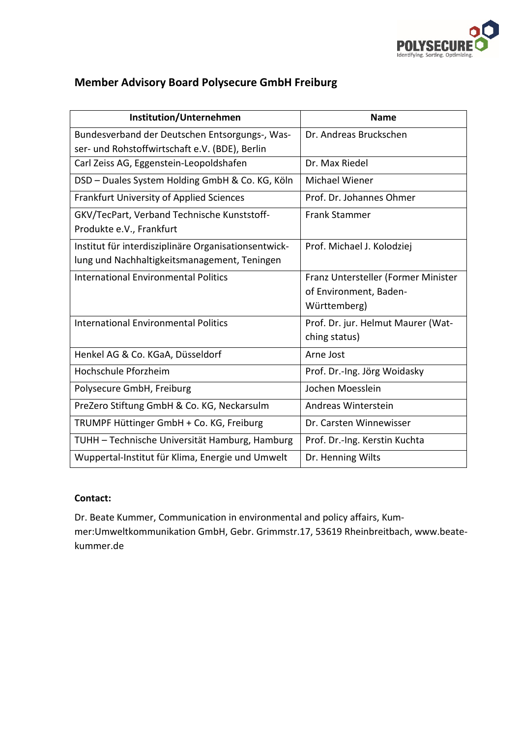## Member Advisory Board Polysecure GmbH Freiburg

| Institution/Unternehmen | Name |
|---|---|
| Bundesverband der Deutschen Entsorgungs-, Wasser- und Rohstoffwirtschaft e.V. (BDE), Berlin | Dr. Andreas Bruckschen |
| Carl Zeiss AG, Eggenstein-Leopoldshafen | Dr. Max Riedel |
| DSD – Duales System Holding GmbH & Co. KG, Köln | Michael Wiener |
| Frankfurt University of Applied Sciences | Prof. Dr. Johannes Ohmer |
| GKV/TecPart, Verband Technische Kunststoff-Produkte e.V., Frankfurt | Frank Stammer |
| Institut für interdisziplinäre Organisationsentwicklung und Nachhaltigkeitsmanagement, Teningen | Prof. Michael J. Kolodziej |
| International Environmental Politics | Franz Untersteller (Former Minister of Environment, Baden-Württemberg) |
| International Environmental Politics | Prof. Dr. jur. Helmut Maurer (Watching status) |
| Henkel AG & Co. KGaA, Düsseldorf | Arne Jost |
| Hochschule Pforzheim | Prof. Dr.-Ing. Jörg Woidasky |
| Polysecure GmbH, Freiburg | Jochen Moesslein |
| PreZero Stiftung GmbH & Co. KG, Neckarsulm | Andreas Winterstein |
| TRUMPF Hüttinger GmbH + Co. KG, Freiburg | Dr. Carsten Winnewisser |
| TUHH – Technische Universität Hamburg, Hamburg | Prof. Dr.-Ing. Kerstin Kuchta |
| Wuppertal-Institut für Klima, Energie und Umwelt | Dr. Henning Wilts |

**Contact:**

Dr. Beate Kummer, Communication in environmental and policy affairs, Kummer:Umweltkommunikation GmbH, Gebr. Grimmstr.17, 53619 Rheinbreitbach, www.beate-kummer.de